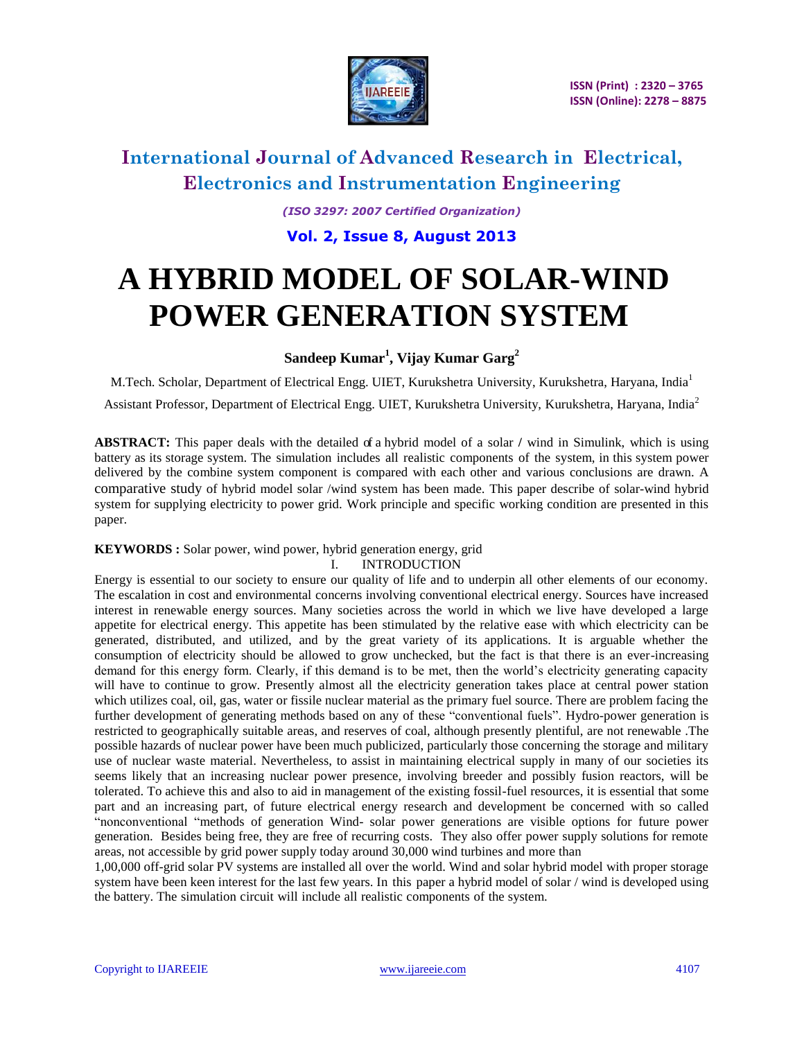# International Journal of Advanced Research in Electrical, Electronics and Instrumentation Engineering

*(ISO 3297: 2007 Certified Organization)*

**Vol. 2, Issue 8, August 2013**

# A HYBRID MODEL OF SOLAR-WIND POWER GENERATION SYSTEM

**Sandeep Kumar[1], Vijay Kumar Garg[2]**

M.Tech. Scholar, Department of Electrical Engg. UIET, Kurukshetra University, Kurukshetra, Haryana, India[1]

Assistant Professor, Department of Electrical Engg. UIET, Kurukshetra University, Kurukshetra, Haryana, India[2]

**ABSTRACT:** This paper deals with the detailed of a hybrid model of a solar / wind in Simulink, which is using battery as its storage system. The simulation includes all realistic components of the system, in this system power delivered by the combine system component is compared with each other and various conclusions are drawn. A comparative study of hybrid model solar /wind system has been made. This paper describe of solar-wind hybrid system for supplying electricity to power grid. Work principle and specific working condition are presented in this paper.

**KEYWORDS :** Solar power, wind power, hybrid generation energy, grid

## I. INTRODUCTION

Energy is essential to our society to ensure our quality of life and to underpin all other elements of our economy. The escalation in cost and environmental concerns involving conventional electrical energy. Sources have increased interest in renewable energy sources. Many societies across the world in which we live have developed a large appetite for electrical energy. This appetite has been stimulated by the relative ease with which electricity can be generated, distributed, and utilized, and by the great variety of its applications. It is arguable whether the consumption of electricity should be allowed to grow unchecked, but the fact is that there is an ever-increasing demand for this energy form. Clearly, if this demand is to be met, then the world's electricity generating capacity will have to continue to grow. Presently almost all the electricity generation takes place at central power station which utilizes coal, oil, gas, water or fissile nuclear material as the primary fuel source. There are problem facing the further development of generating methods based on any of these "conventional fuels". Hydro-power generation is restricted to geographically suitable areas, and reserves of coal, although presently plentiful, are not renewable .The possible hazards of nuclear power have been much publicized, particularly those concerning the storage and military use of nuclear waste material. Nevertheless, to assist in maintaining electrical supply in many of our societies its seems likely that an increasing nuclear power presence, involving breeder and possibly fusion reactors, will be tolerated. To achieve this and also to aid in management of the existing fossil-fuel resources, it is essential that some part and an increasing part, of future electrical energy research and development be concerned with so called "nonconventional "methods of generation Wind- solar power generations are visible options for future power generation. Besides being free, they are free of recurring costs. They also offer power supply solutions for remote areas, not accessible by grid power supply today around 30,000 wind turbines and more than 1,00,000 off-grid solar PV systems are installed all over the world. Wind and solar hybrid model with proper storage system have been keen interest for the last few years. In this paper a hybrid model of solar / wind is developed using the battery. The simulation circuit will include all realistic components of the system.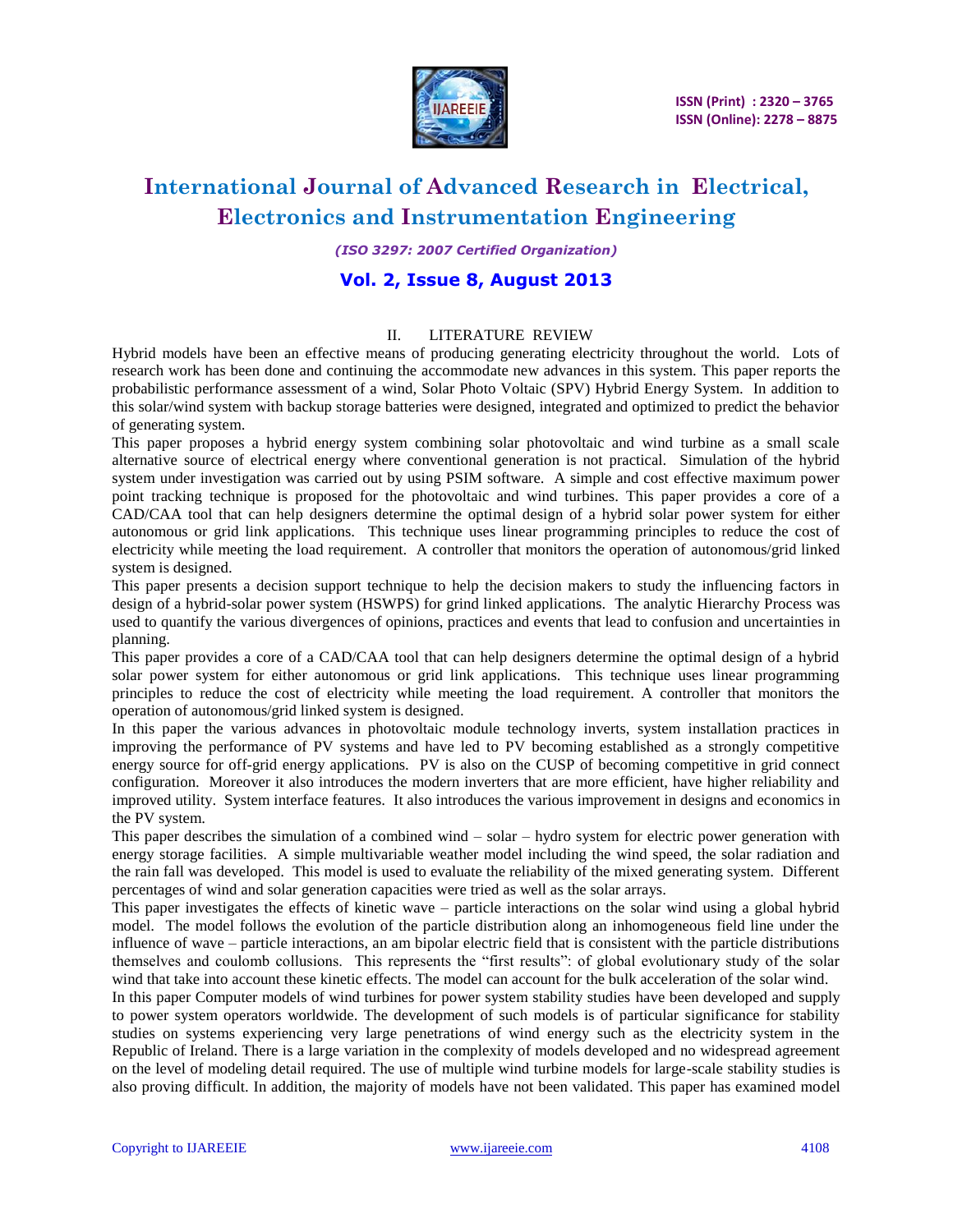## II. LITERATURE REVIEW

Hybrid models have been an effective means of producing generating electricity throughout the world. Lots of research work has been done and continuing the accommodate new advances in this system. This paper reports the probabilistic performance assessment of a wind, Solar Photo Voltaic (SPV) Hybrid Energy System. In addition to this solar/wind system with backup storage batteries were designed, integrated and optimized to predict the behavior of generating system.

This paper proposes a hybrid energy system combining solar photovoltaic and wind turbine as a small scale alternative source of electrical energy where conventional generation is not practical. Simulation of the hybrid system under investigation was carried out by using PSIM software. A simple and cost effective maximum power point tracking technique is proposed for the photovoltaic and wind turbines. This paper provides a core of a CAD/CAA tool that can help designers determine the optimal design of a hybrid solar power system for either autonomous or grid link applications. This technique uses linear programming principles to reduce the cost of electricity while meeting the load requirement. A controller that monitors the operation of autonomous/grid linked system is designed.

This paper presents a decision support technique to help the decision makers to study the influencing factors in design of a hybrid-solar power system (HSWPS) for grind linked applications. The analytic Hierarchy Process was used to quantify the various divergences of opinions, practices and events that lead to confusion and uncertainties in planning.

This paper provides a core of a CAD/CAA tool that can help designers determine the optimal design of a hybrid solar power system for either autonomous or grid link applications. This technique uses linear programming principles to reduce the cost of electricity while meeting the load requirement. A controller that monitors the operation of autonomous/grid linked system is designed.

In this paper the various advances in photovoltaic module technology inverts, system installation practices in improving the performance of PV systems and have led to PV becoming established as a strongly competitive energy source for off-grid energy applications. PV is also on the CUSP of becoming competitive in grid connect configuration. Moreover it also introduces the modern inverters that are more efficient, have higher reliability and improved utility. System interface features. It also introduces the various improvement in designs and economics in the PV system.

This paper describes the simulation of a combined wind – solar – hydro system for electric power generation with energy storage facilities. A simple multivariable weather model including the wind speed, the solar radiation and the rain fall was developed. This model is used to evaluate the reliability of the mixed generating system. Different percentages of wind and solar generation capacities were tried as well as the solar arrays.

This paper investigates the effects of kinetic wave – particle interactions on the solar wind using a global hybrid model. The model follows the evolution of the particle distribution along an inhomogeneous field line under the influence of wave – particle interactions, an am bipolar electric field that is consistent with the particle distributions themselves and coulomb collusions. This represents the "first results": of global evolutionary study of the solar wind that take into account these kinetic effects. The model can account for the bulk acceleration of the solar wind.

In this paper Computer models of wind turbines for power system stability studies have been developed and supply to power system operators worldwide. The development of such models is of particular significance for stability studies on systems experiencing very large penetrations of wind energy such as the electricity system in the Republic of Ireland. There is a large variation in the complexity of models developed and no widespread agreement on the level of modeling detail required. The use of multiple wind turbine models for large-scale stability studies is also proving difficult. In addition, the majority of models have not been validated. This paper has examined model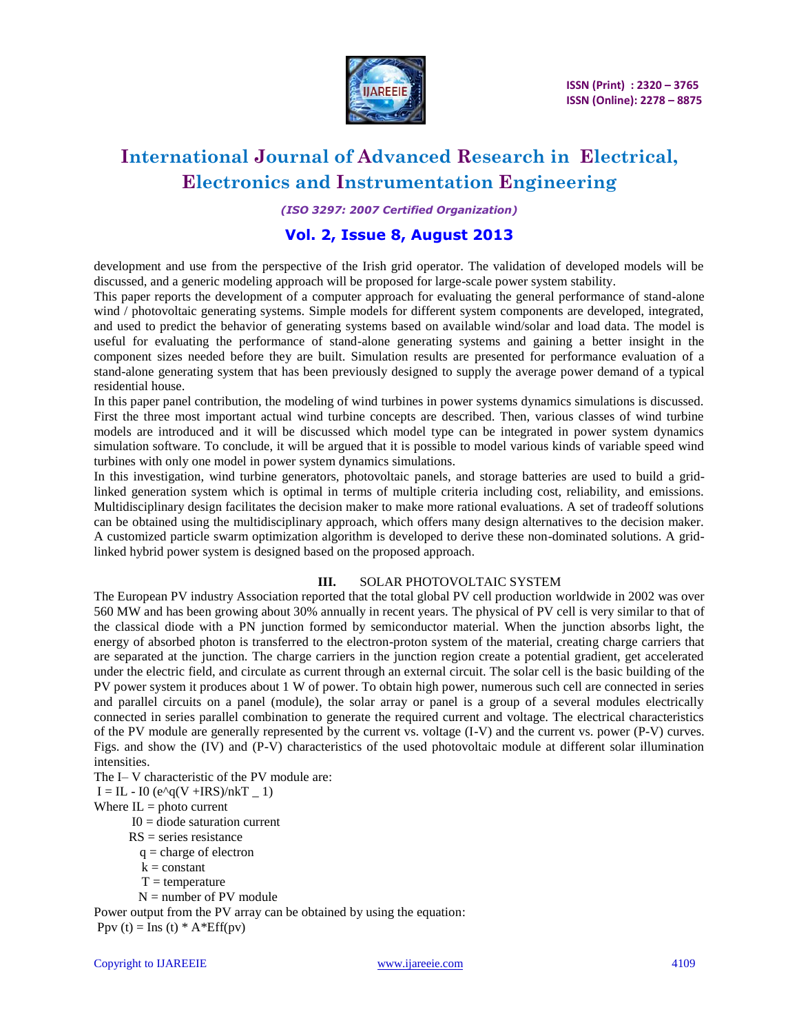development and use from the perspective of the Irish grid operator. The validation of developed models will be discussed, and a generic modeling approach will be proposed for large-scale power system stability.

This paper reports the development of a computer approach for evaluating the general performance of stand-alone wind / photovoltaic generating systems. Simple models for different system components are developed, integrated, and used to predict the behavior of generating systems based on available wind/solar and load data. The model is useful for evaluating the performance of stand-alone generating systems and gaining a better insight in the component sizes needed before they are built. Simulation results are presented for performance evaluation of a stand-alone generating system that has been previously designed to supply the average power demand of a typical residential house.

In this paper panel contribution, the modeling of wind turbines in power systems dynamics simulations is discussed. First the three most important actual wind turbine concepts are described. Then, various classes of wind turbine models are introduced and it will be discussed which model type can be integrated in power system dynamics simulation software. To conclude, it will be argued that it is possible to model various kinds of variable speed wind turbines with only one model in power system dynamics simulations.

In this investigation, wind turbine generators, photovoltaic panels, and storage batteries are used to build a grid-linked generation system which is optimal in terms of multiple criteria including cost, reliability, and emissions. Multidisciplinary design facilitates the decision maker to make more rational evaluations. A set of tradeoff solutions can be obtained using the multidisciplinary approach, which offers many design alternatives to the decision maker. A customized particle swarm optimization algorithm is developed to derive these non-dominated solutions. A grid-linked hybrid power system is designed based on the proposed approach.

## III. SOLAR PHOTOVOLTAIC SYSTEM

The European PV industry Association reported that the total global PV cell production worldwide in 2002 was over 560 MW and has been growing about 30% annually in recent years. The physical of PV cell is very similar to that of the classical diode with a PN junction formed by semiconductor material. When the junction absorbs light, the energy of absorbed photon is transferred to the electron-proton system of the material, creating charge carriers that are separated at the junction. The charge carriers in the junction region create a potential gradient, get accelerated under the electric field, and circulate as current through an external circuit. The solar cell is the basic building of the PV power system it produces about 1 W of power. To obtain high power, numerous such cell are connected in series and parallel circuits on a panel (module), the solar array or panel is a group of a several modules electrically connected in series parallel combination to generate the required current and voltage. The electrical characteristics of the PV module are generally represented by the current vs. voltage (I-V) and the current vs. power (P-V) curves. Figs. and show the (IV) and (P-V) characteristics of the used photovoltaic module at different solar illumination intensities.

The I– V characteristic of the PV module are:

$$I = I_L - I_0 \left(e^{q(V + IR_S)/nkT} - 1\right)$$

Where $I_L$ = photo current

$I_0$ = diode saturation current

$R_S$ = series resistance

$q$ = charge of electron

$k$ = constant

$T$ = temperature

$N$ = number of PV module

Power output from the PV array can be obtained by using the equation:

$$P_{pv}(t) = I_{ns}(t) * A * Eff(pv)$$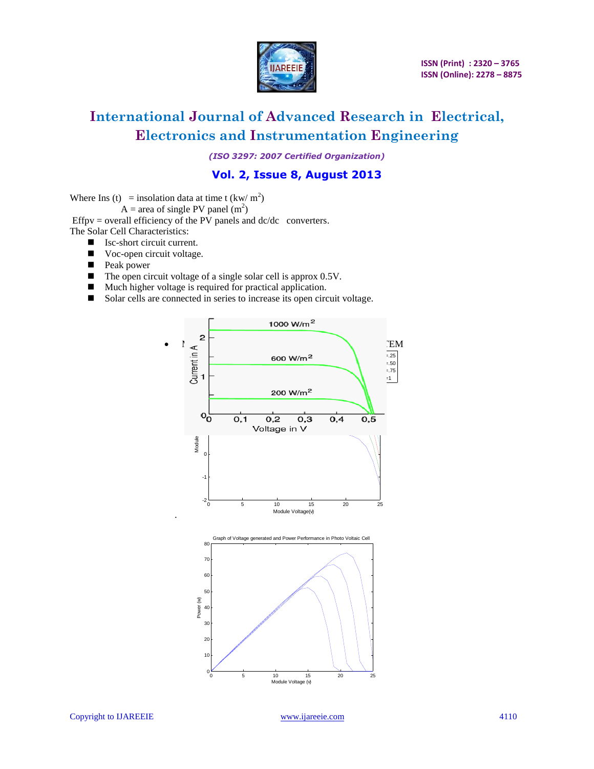Where Ins (t) = insolation data at time t (kw/ $m^2$)

A = area of single PV panel ($m^2$)

Effpv = overall efficiency of the PV panels and dc/dc converters.

The Solar Cell Characteristics:

- Isc-short circuit current.
- Voc-open circuit voltage.
- Peak power
- The open circuit voltage of a single solar cell is approx 0.5V.
- Much higher voltage is required for practical application.
- Solar cells are connected in series to increase its open circuit voltage.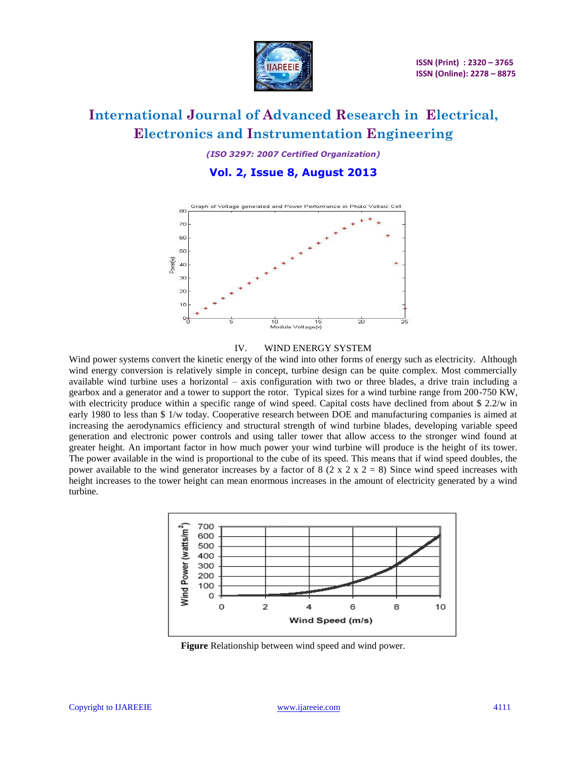## IV. WIND ENERGY SYSTEM

Wind power systems convert the kinetic energy of the wind into other forms of energy such as electricity. Although wind energy conversion is relatively simple in concept, turbine design can be quite complex. Most commercially available wind turbine uses a horizontal – axis configuration with two or three blades, a drive train including a gearbox and a generator and a tower to support the rotor. Typical sizes for a wind turbine range from 200-750 KW, with electricity produce within a specific range of wind speed. Capital costs have declined from about $ 2.2/w in early 1980 to less than $ 1/w today. Cooperative research between DOE and manufacturing companies is aimed at increasing the aerodynamics efficiency and structural strength of wind turbine blades, developing variable speed generation and electronic power controls and using taller tower that allow access to the stronger wind found at greater height. An important factor in how much power your wind turbine will produce is the height of its tower. The power available in the wind is proportional to the cube of its speed. This means that if wind speed doubles, the power available to the wind generator increases by a factor of 8 (2 x 2 x 2 = 8) Since wind speed increases with height increases to the tower height can mean enormous increases in the amount of electricity generated by a wind turbine.

**Figure** Relationship between wind speed and wind power.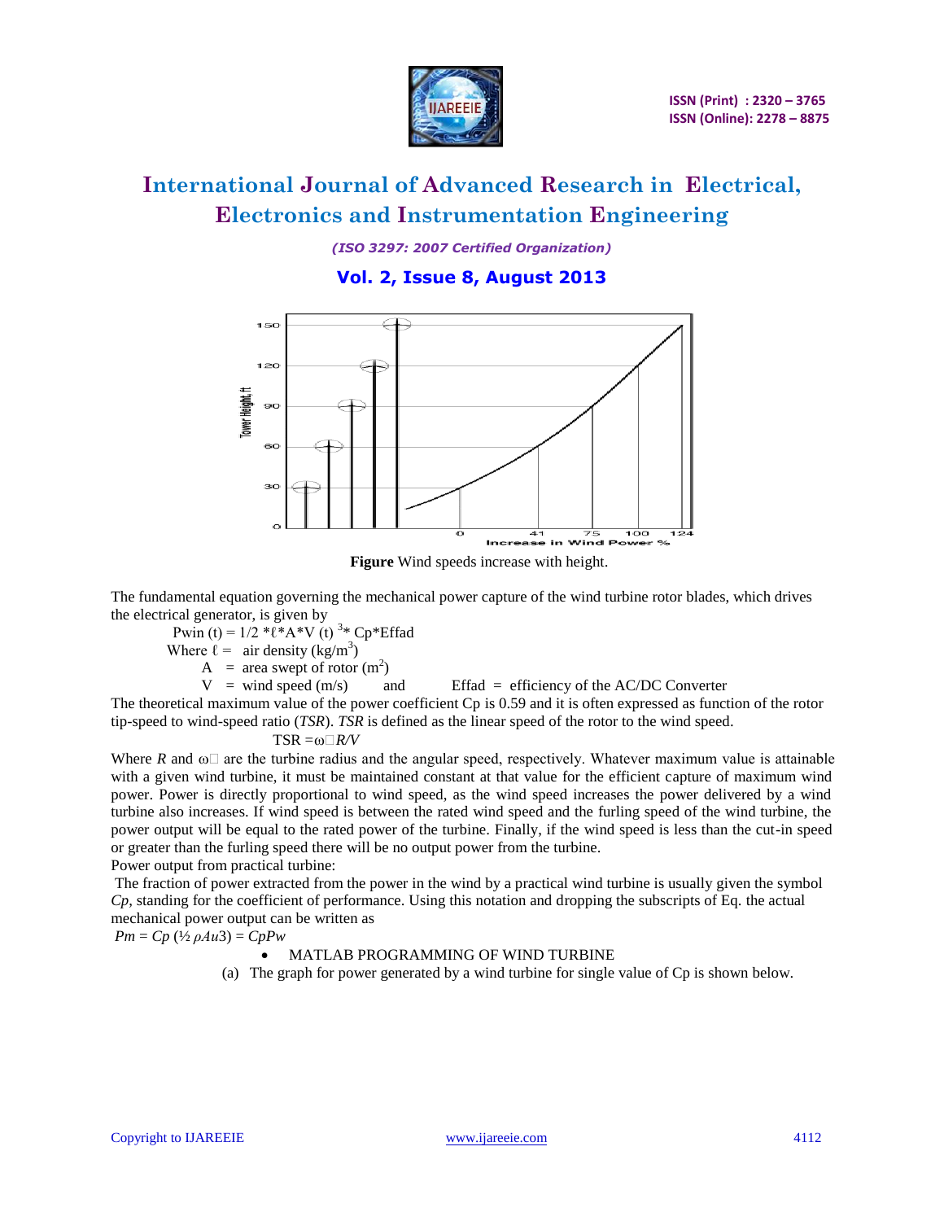**Figure** Wind speeds increase with height.

The fundamental equation governing the mechanical power capture of the wind turbine rotor blades, which drives the electrical generator, is given by

$$P_{win}(t) = 1/2 * \ell * A * V(t)^3 * Cp * Effad$$

Where $\ell$ = air density ($kg/m^3$)

A = area swept of rotor ($m^2$)

V = wind speed (m/s) and Effad = efficiency of the AC/DC Converter

The theoretical maximum value of the power coefficient Cp is 0.59 and it is often expressed as function of the rotor tip-speed to wind-speed ratio (*TSR*). *TSR* is defined as the linear speed of the rotor to the wind speed.

$$TSR = \omega R/V$$

Where *R* and ω are the turbine radius and the angular speed, respectively. Whatever maximum value is attainable with a given wind turbine, it must be maintained constant at that value for the efficient capture of maximum wind power. Power is directly proportional to wind speed, as the wind speed increases the power delivered by a wind turbine also increases. If wind speed is between the rated wind speed and the furling speed of the wind turbine, the power output will be equal to the rated power of the turbine. Finally, if the wind speed is less than the cut-in speed or greater than the furling speed there will be no output power from the turbine.

Power output from practical turbine:

The fraction of power extracted from the power in the wind by a practical wind turbine is usually given the symbol *Cp*, standing for the coefficient of performance. Using this notation and dropping the subscripts of Eq. the actual mechanical power output can be written as

$$Pm = Cp\left(\tfrac{1}{2}\rho A u^3\right) = CpPw$$

- MATLAB PROGRAMMING OF WIND TURBINE

(a) The graph for power generated by a wind turbine for single value of Cp is shown below.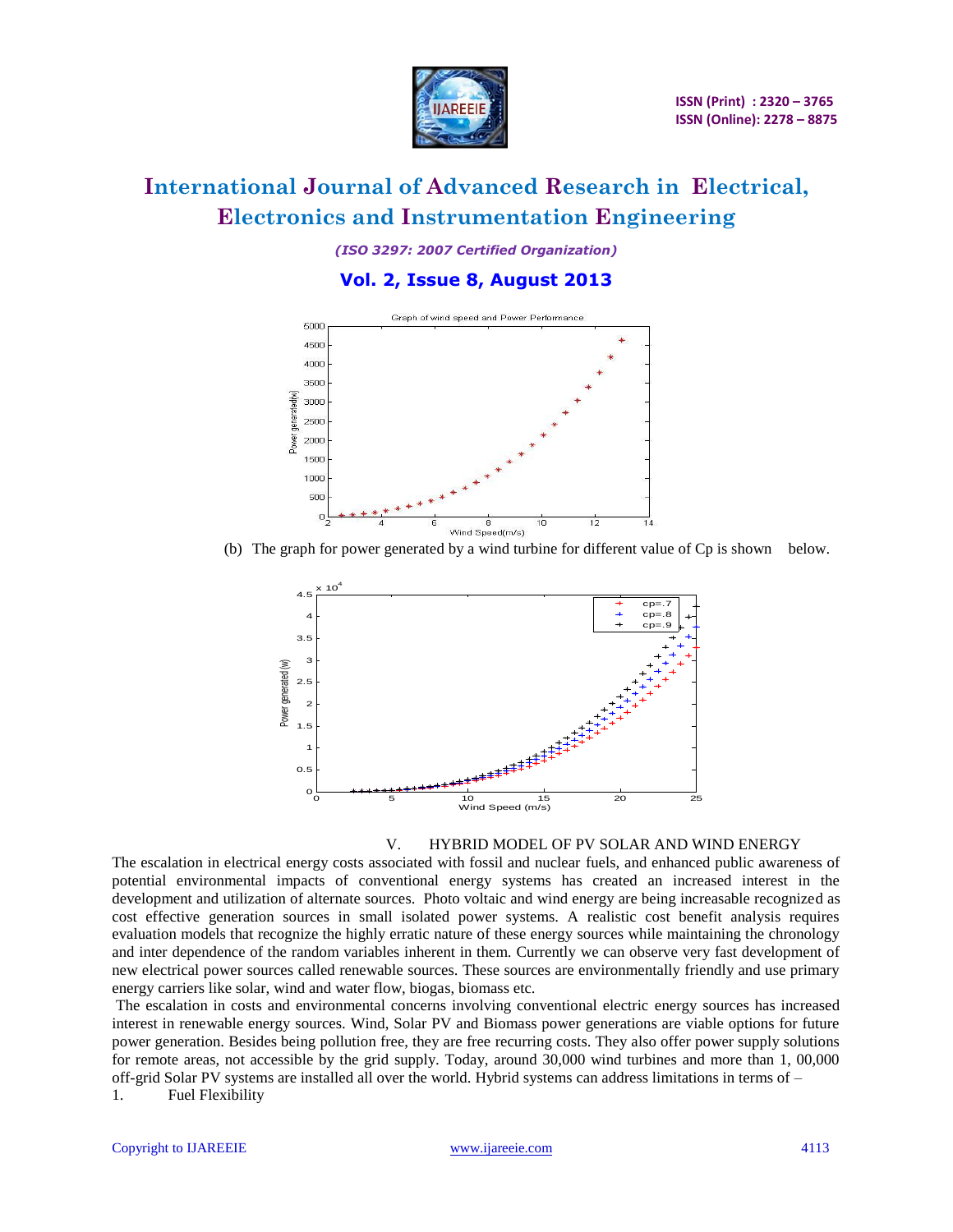(b) The graph for power generated by a wind turbine for different value of Cp is shown below.

## V. HYBRID MODEL OF PV SOLAR AND WIND ENERGY

The escalation in electrical energy costs associated with fossil and nuclear fuels, and enhanced public awareness of potential environmental impacts of conventional energy systems has created an increased interest in the development and utilization of alternate sources. Photo voltaic and wind energy are being increasable recognized as cost effective generation sources in small isolated power systems. A realistic cost benefit analysis requires evaluation models that recognize the highly erratic nature of these energy sources while maintaining the chronology and inter dependence of the random variables inherent in them. Currently we can observe very fast development of new electrical power sources called renewable sources. These sources are environmentally friendly and use primary energy carriers like solar, wind and water flow, biogas, biomass etc.

The escalation in costs and environmental concerns involving conventional electric energy sources has increased interest in renewable energy sources. Wind, Solar PV and Biomass power generations are viable options for future power generation. Besides being pollution free, they are free recurring costs. They also offer power supply solutions for remote areas, not accessible by the grid supply. Today, around 30,000 wind turbines and more than 1, 00,000 off-grid Solar PV systems are installed all over the world. Hybrid systems can address limitations in terms of –

1. Fuel Flexibility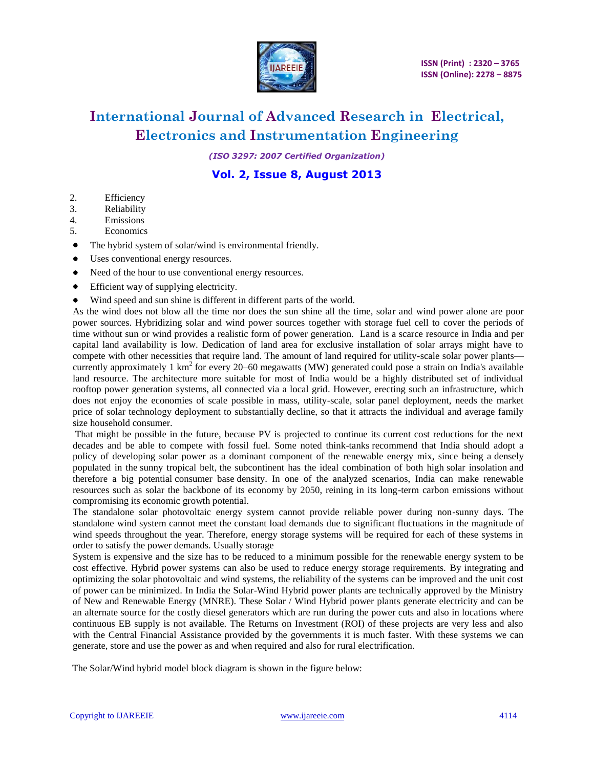2. Efficiency
3. Reliability
4. Emissions
5. Economics

- The hybrid system of solar/wind is environmental friendly.
- Uses conventional energy resources.
- Need of the hour to use conventional energy resources.
- Efficient way of supplying electricity.
- Wind speed and sun shine is different in different parts of the world.

As the wind does not blow all the time nor does the sun shine all the time, solar and wind power alone are poor power sources. Hybridizing solar and wind power sources together with storage fuel cell to cover the periods of time without sun or wind provides a realistic form of power generation. Land is a scarce resource in India and per capital land availability is low. Dedication of land area for exclusive installation of solar arrays might have to compete with other necessities that require land. The amount of land required for utility-scale solar power plants—currently approximately 1 $km^2$ for every 20–60 megawatts (MW) generated could pose a strain on India's available land resource. The architecture more suitable for most of India would be a highly distributed set of individual rooftop power generation systems, all connected via a local grid. However, erecting such an infrastructure, which does not enjoy the economies of scale possible in mass, utility-scale, solar panel deployment, needs the market price of solar technology deployment to substantially decline, so that it attracts the individual and average family size household consumer.

That might be possible in the future, because PV is projected to continue its current cost reductions for the next decades and be able to compete with fossil fuel. Some noted think-tanks recommend that India should adopt a policy of developing solar power as a dominant component of the renewable energy mix, since being a densely populated in the sunny tropical belt, the subcontinent has the ideal combination of both high solar insolation and therefore a big potential consumer base density. In one of the analyzed scenarios, India can make renewable resources such as solar the backbone of its economy by 2050, reining in its long-term carbon emissions without compromising its economic growth potential.

The standalone solar photovoltaic energy system cannot provide reliable power during non-sunny days. The standalone wind system cannot meet the constant load demands due to significant fluctuations in the magnitude of wind speeds throughout the year. Therefore, energy storage systems will be required for each of these systems in order to satisfy the power demands. Usually storage

System is expensive and the size has to be reduced to a minimum possible for the renewable energy system to be cost effective. Hybrid power systems can also be used to reduce energy storage requirements. By integrating and optimizing the solar photovoltaic and wind systems, the reliability of the systems can be improved and the unit cost of power can be minimized. In India the Solar-Wind Hybrid power plants are technically approved by the Ministry of New and Renewable Energy (MNRE). These Solar / Wind Hybrid power plants generate electricity and can be an alternate source for the costly diesel generators which are run during the power cuts and also in locations where continuous EB supply is not available. The Returns on Investment (ROI) of these projects are very less and also with the Central Financial Assistance provided by the governments it is much faster. With these systems we can generate, store and use the power as and when required and also for rural electrification.

The Solar/Wind hybrid model block diagram is shown in the figure below: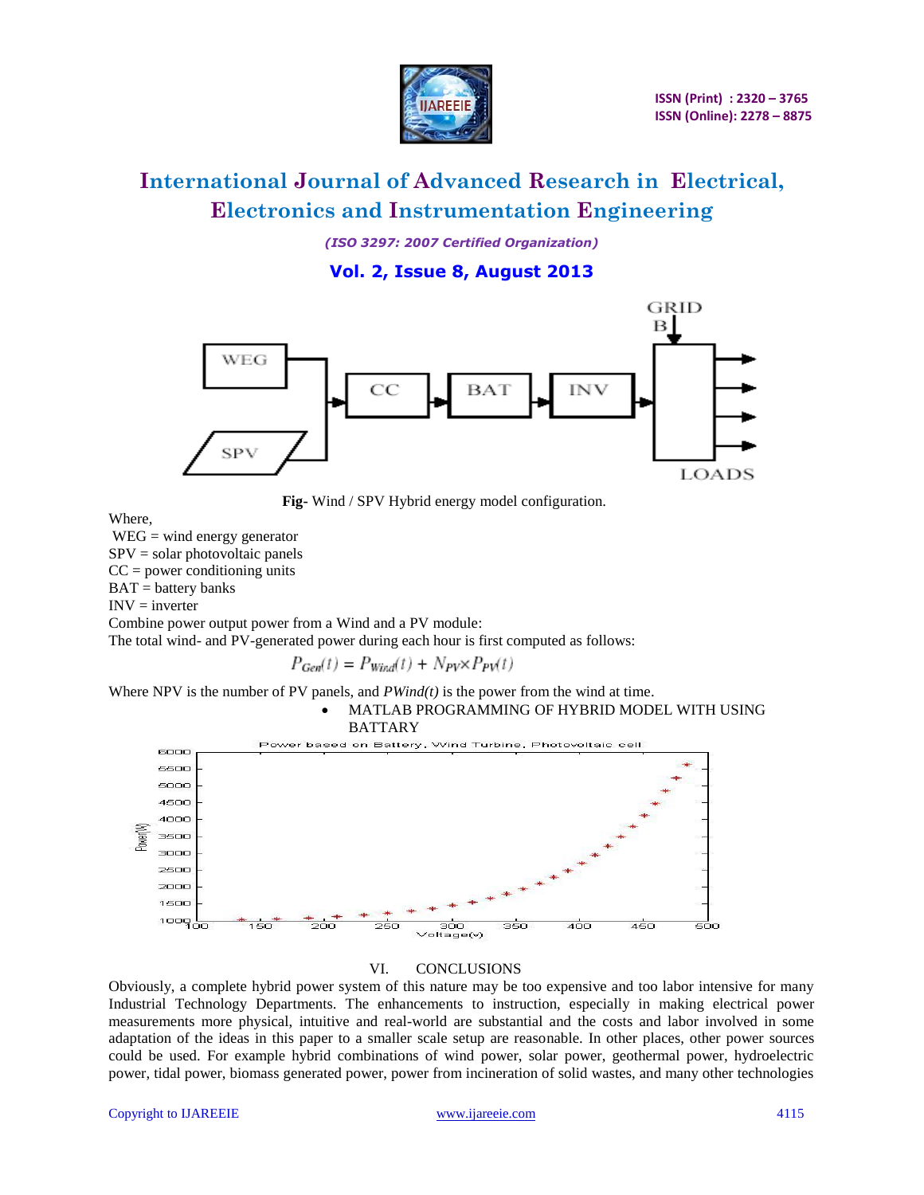**Fig-** Wind / SPV Hybrid energy model configuration.

Where,

WEG = wind energy generator
SPV = solar photovoltaic panels
CC = power conditioning units
BAT = battery banks
INV = inverter

Combine power output power from a Wind and a PV module:

The total wind- and PV-generated power during each hour is first computed as follows:

$$P_{Gen}(t) = P_{Wind}(t) + N_{PV} \times P_{PV}(t)$$

Where NPV is the number of PV panels, and *PWind(t)* is the power from the wind at time.

- MATLAB PROGRAMMING OF HYBRID MODEL WITH USING BATTARY

## VI. CONCLUSIONS

Obviously, a complete hybrid power system of this nature may be too expensive and too labor intensive for many Industrial Technology Departments. The enhancements to instruction, especially in making electrical power measurements more physical, intuitive and real-world are substantial and the costs and labor involved in some adaptation of the ideas in this paper to a smaller scale setup are reasonable. In other places, other power sources could be used. For example hybrid combinations of wind power, solar power, geothermal power, hydroelectric power, tidal power, biomass generated power, power from incineration of solid wastes, and many other technologies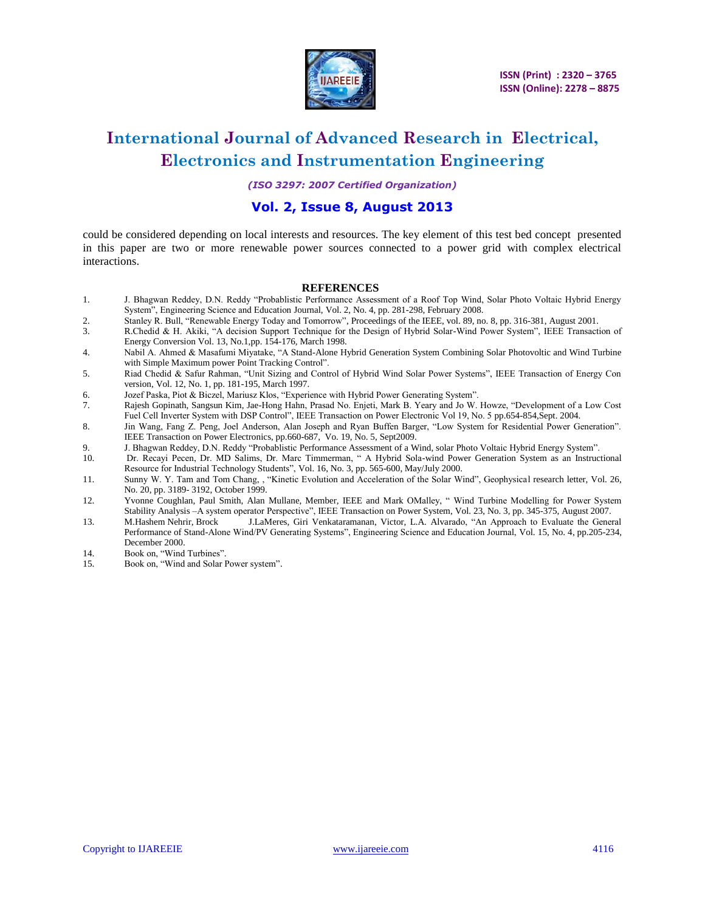could be considered depending on local interests and resources. The key element of this test bed concept presented in this paper are two or more renewable power sources connected to a power grid with complex electrical interactions.

## REFERENCES

1. J. Bhagwan Reddey, D.N. Reddy "Probablistic Performance Assessment of a Roof Top Wind, Solar Photo Voltaic Hybrid Energy System", Engineering Science and Education Journal, Vol. 2, No. 4, pp. 281-298, February 2008.
2. Stanley R. Bull, "Renewable Energy Today and Tomorrow", Proceedings of the IEEE, vol. 89, no. 8, pp. 316-381, August 2001.
3. R.Chedid & H. Akiki, "A decision Support Technique for the Design of Hybrid Solar-Wind Power System", IEEE Transaction of Energy Conversion Vol. 13, No.1,pp. 154-176, March 1998.
4. Nabil A. Ahmed & Masafumi Miyatake, "A Stand-Alone Hybrid Generation System Combining Solar Photovoltic and Wind Turbine with Simple Maximum power Point Tracking Control".
5. Riad Chedid & Safur Rahman, "Unit Sizing and Control of Hybrid Wind Solar Power Systems", IEEE Transaction of Energy Con version, Vol. 12, No. 1, pp. 181-195, March 1997.
6. Jozef Paska, Piot & Biczel, Mariusz Klos, "Experience with Hybrid Power Generating System".
7. Rajesh Gopinath, Sangsun Kim, Jae-Hong Hahn, Prasad No. Enjeti, Mark B. Yeary and Jo W. Howze, "Development of a Low Cost Fuel Cell Inverter System with DSP Control", IEEE Transaction on Power Electronic Vol 19, No. 5 pp.654-854,Sept. 2004.
8. Jin Wang, Fang Z. Peng, Joel Anderson, Alan Joseph and Ryan Buffen Barger, "Low System for Residential Power Generation". IEEE Transaction on Power Electronics, pp.660-687, Vo. 19, No. 5, Sept2009.
9. J. Bhagwan Reddey, D.N. Reddy "Probablistic Performance Assessment of a Wind, solar Photo Voltaic Hybrid Energy System".
10. Dr. Recayi Pecen, Dr. MD Salims, Dr. Marc Timmerman, " A Hybrid Sola-wind Power Generation System as an Instructional Resource for Industrial Technology Students", Vol. 16, No. 3, pp. 565-600, May/July 2000.
11. Sunny W. Y. Tam and Tom Chang, , "Kinetic Evolution and Acceleration of the Solar Wind", Geophysical research letter, Vol. 26, No. 20, pp. 3189- 3192, October 1999.
12. Yvonne Coughlan, Paul Smith, Alan Mullane, Member, IEEE and Mark OMalley, " Wind Turbine Modelling for Power System Stability Analysis –A system operator Perspective", IEEE Transaction on Power System, Vol. 23, No. 3, pp. 345-375, August 2007.
13. M.Hashem Nehrir, Brock J.LaMeres, Giri Venkataramanan, Victor, L.A. Alvarado, "An Approach to Evaluate the General Performance of Stand-Alone Wind/PV Generating Systems", Engineering Science and Education Journal, Vol. 15, No. 4, pp.205-234, December 2000.
14. Book on, "Wind Turbines".
15. Book on, "Wind and Solar Power system".